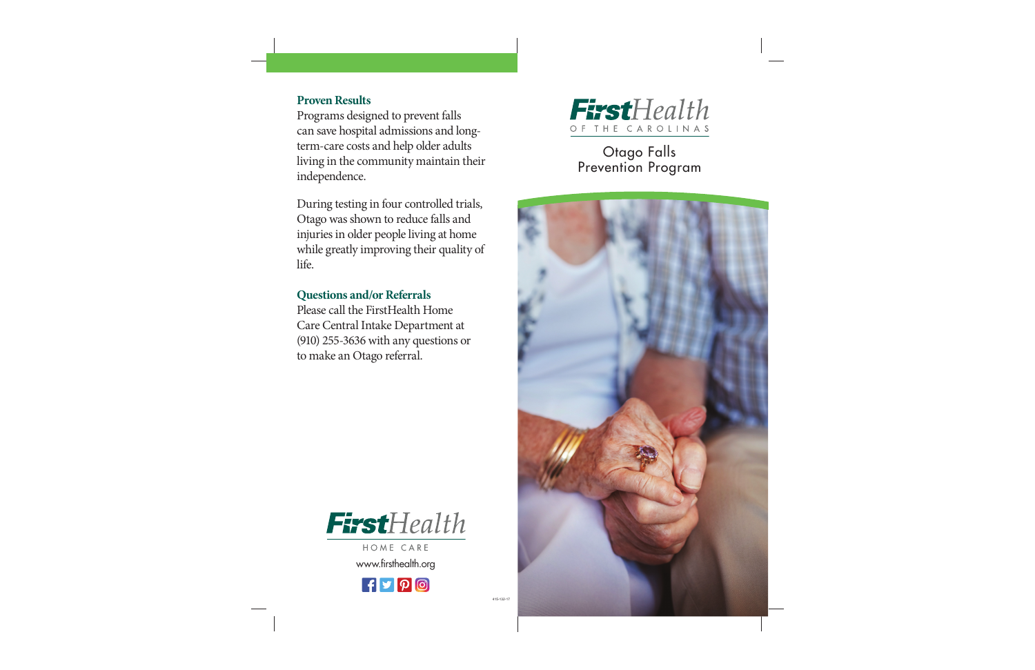## Proven Results

Programs designed to prevent falls can save hospital admissions and long-term-care costs and help older adults living in the community maintain their independence.

During testing in four controlled trials, Otago was shown to reduce falls and injuries in older people living at home while greatly improving their quality of life.

## Questions and/or Referrals

Please call the FirstHealth Home Care Central Intake Department at (910) 255-3636 with any questions or to make an Otago referral.

FirstHealth
HOME CARE

www.firsthealth.org

415-132-17

FirstHealth
OF THE CAROLINAS

# Otago Falls Prevention Program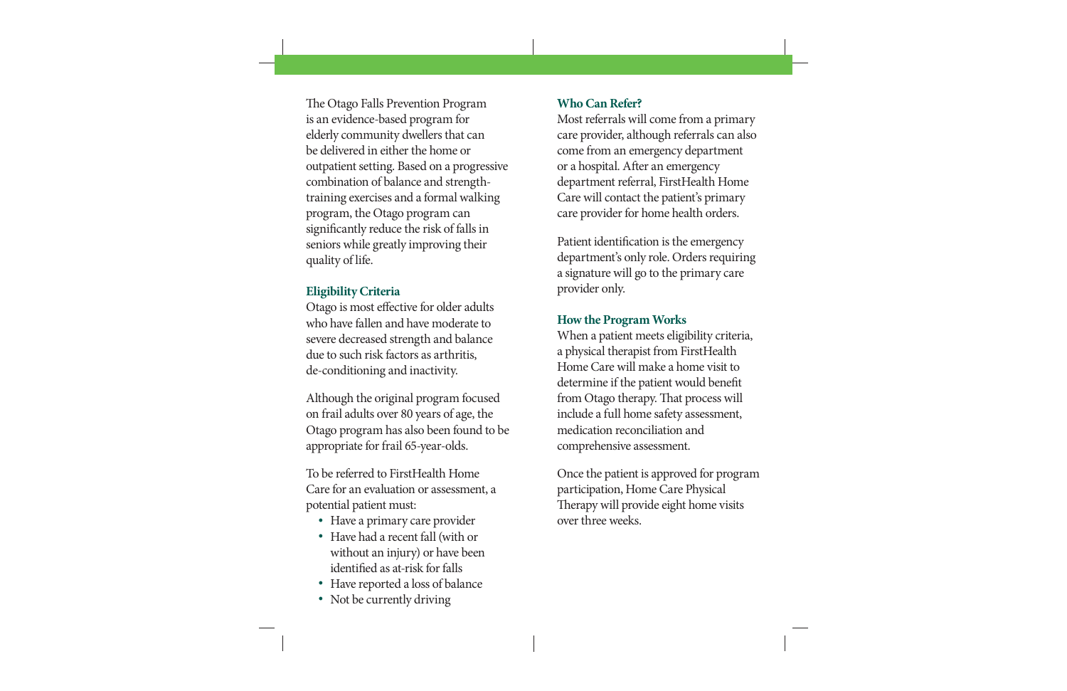The Otago Falls Prevention Program is an evidence-based program for elderly community dwellers that can be delivered in either the home or outpatient setting. Based on a progressive combination of balance and strength-training exercises and a formal walking program, the Otago program can significantly reduce the risk of falls in seniors while greatly improving their quality of life.

## Eligibility Criteria

Otago is most effective for older adults who have fallen and have moderate to severe decreased strength and balance due to such risk factors as arthritis, de-conditioning and inactivity.

Although the original program focused on frail adults over 80 years of age, the Otago program has also been found to be appropriate for frail 65-year-olds.

To be referred to FirstHealth Home Care for an evaluation or assessment, a potential patient must:

- Have a primary care provider
- Have had a recent fall (with or without an injury) or have been identified as at-risk for falls
- Have reported a loss of balance
- Not be currently driving

## Who Can Refer?

Most referrals will come from a primary care provider, although referrals can also come from an emergency department or a hospital. After an emergency department referral, FirstHealth Home Care will contact the patient's primary care provider for home health orders.

Patient identification is the emergency department's only role. Orders requiring a signature will go to the primary care provider only.

## How the Program Works

When a patient meets eligibility criteria, a physical therapist from FirstHealth Home Care will make a home visit to determine if the patient would benefit from Otago therapy. That process will include a full home safety assessment, medication reconciliation and comprehensive assessment.

Once the patient is approved for program participation, Home Care Physical Therapy will provide eight home visits over three weeks.